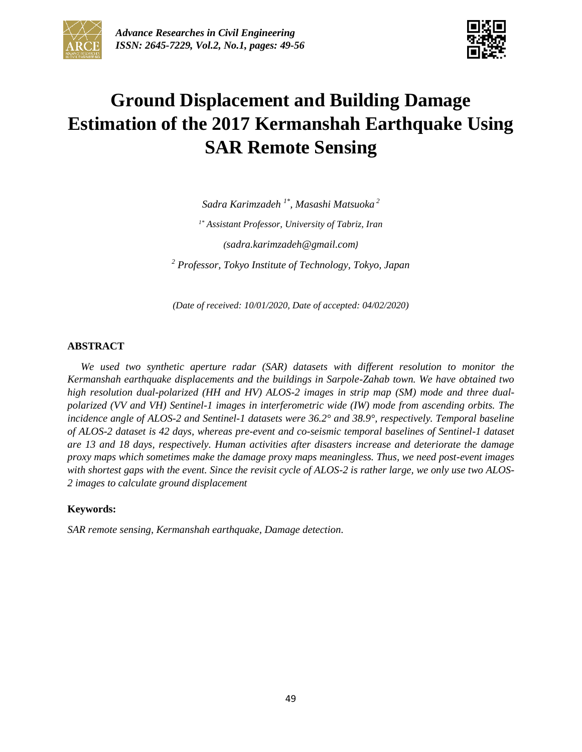# Ground Displacement and Building Damage Estimation of the 2017 Kermanshah Earthquake Using SAR Remote Sensing

*Sadra Karimzadeh [1*], Masashi Matsuoka [2]*

*[1*] Assistant Professor, University of Tabriz, Iran*

*(sadra.karimzadeh@gmail.com)*

*[2] Professor, Tokyo Institute of Technology, Tokyo, Japan*

*(Date of received: 10/01/2020, Date of accepted: 04/02/2020)*

## ABSTRACT

*We used two synthetic aperture radar (SAR) datasets with different resolution to monitor the Kermanshah earthquake displacements and the buildings in Sarpole-Zahab town. We have obtained two high resolution dual-polarized (HH and HV) ALOS-2 images in strip map (SM) mode and three dual-polarized (VV and VH) Sentinel-1 images in interferometric wide (IW) mode from ascending orbits. The incidence angle of ALOS-2 and Sentinel-1 datasets were 36.2° and 38.9°, respectively. Temporal baseline of ALOS-2 dataset is 42 days, whereas pre-event and co-seismic temporal baselines of Sentinel-1 dataset are 13 and 18 days, respectively. Human activities after disasters increase and deteriorate the damage proxy maps which sometimes make the damage proxy maps meaningless. Thus, we need post-event images with shortest gaps with the event. Since the revisit cycle of ALOS-2 is rather large, we only use two ALOS-2 images to calculate ground displacement*

**Keywords:**

*SAR remote sensing, Kermanshah earthquake, Damage detection.*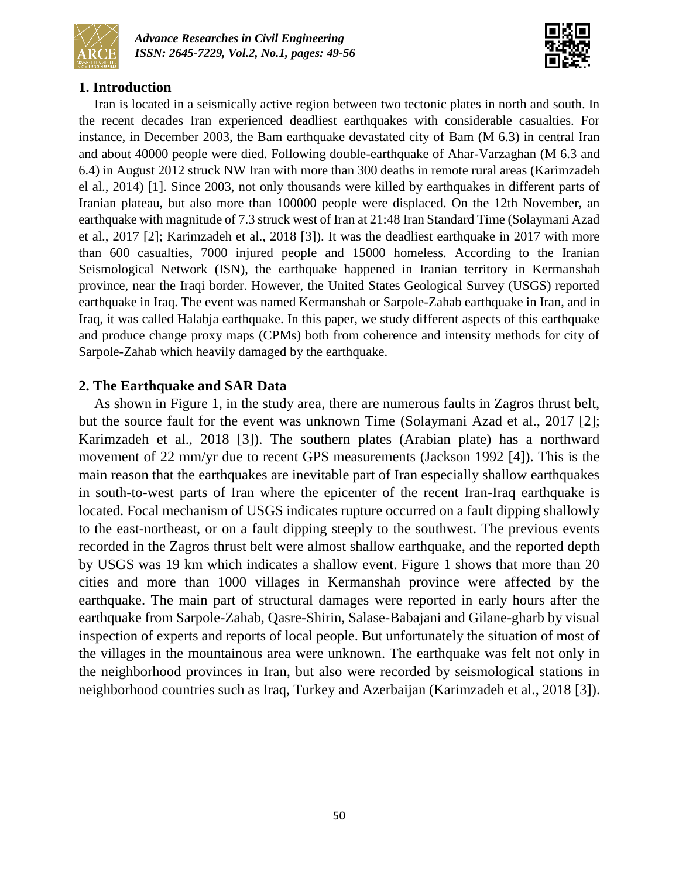## 1. Introduction

Iran is located in a seismically active region between two tectonic plates in north and south. In the recent decades Iran experienced deadliest earthquakes with considerable casualties. For instance, in December 2003, the Bam earthquake devastated city of Bam (M 6.3) in central Iran and about 40000 people were died. Following double-earthquake of Ahar-Varzaghan (M 6.3 and 6.4) in August 2012 struck NW Iran with more than 300 deaths in remote rural areas (Karimzadeh el al., 2014) [1]. Since 2003, not only thousands were killed by earthquakes in different parts of Iranian plateau, but also more than 100000 people were displaced. On the 12th November, an earthquake with magnitude of 7.3 struck west of Iran at 21:48 Iran Standard Time (Solaymani Azad et al., 2017 [2]; Karimzadeh et al., 2018 [3]). It was the deadliest earthquake in 2017 with more than 600 casualties, 7000 injured people and 15000 homeless. According to the Iranian Seismological Network (ISN), the earthquake happened in Iranian territory in Kermanshah province, near the Iraqi border. However, the United States Geological Survey (USGS) reported earthquake in Iraq. The event was named Kermanshah or Sarpole-Zahab earthquake in Iran, and in Iraq, it was called Halabja earthquake. In this paper, we study different aspects of this earthquake and produce change proxy maps (CPMs) both from coherence and intensity methods for city of Sarpole-Zahab which heavily damaged by the earthquake.

## 2. The Earthquake and SAR Data

As shown in Figure 1, in the study area, there are numerous faults in Zagros thrust belt, but the source fault for the event was unknown Time (Solaymani Azad et al., 2017 [2]; Karimzadeh et al., 2018 [3]). The southern plates (Arabian plate) has a northward movement of 22 mm/yr due to recent GPS measurements (Jackson 1992 [4]). This is the main reason that the earthquakes are inevitable part of Iran especially shallow earthquakes in south-to-west parts of Iran where the epicenter of the recent Iran-Iraq earthquake is located. Focal mechanism of USGS indicates rupture occurred on a fault dipping shallowly to the east-northeast, or on a fault dipping steeply to the southwest. The previous events recorded in the Zagros thrust belt were almost shallow earthquake, and the reported depth by USGS was 19 km which indicates a shallow event. Figure 1 shows that more than 20 cities and more than 1000 villages in Kermanshah province were affected by the earthquake. The main part of structural damages were reported in early hours after the earthquake from Sarpole-Zahab, Qasre-Shirin, Salase-Babajani and Gilane-gharb by visual inspection of experts and reports of local people. But unfortunately the situation of most of the villages in the mountainous area were unknown. The earthquake was felt not only in the neighborhood provinces in Iran, but also were recorded by seismological stations in neighborhood countries such as Iraq, Turkey and Azerbaijan (Karimzadeh et al., 2018 [3]).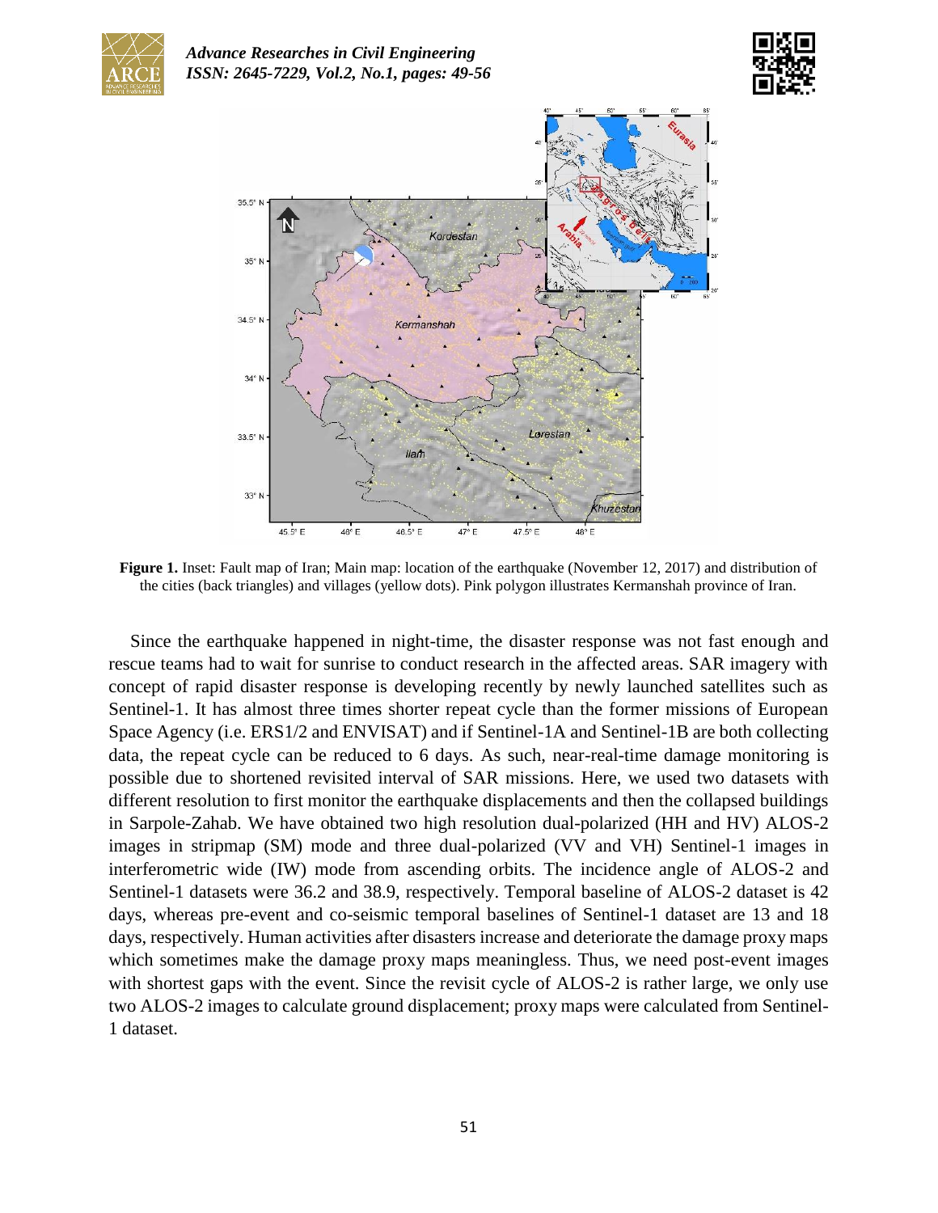**Figure 1.** Inset: Fault map of Iran; Main map: location of the earthquake (November 12, 2017) and distribution of the cities (back triangles) and villages (yellow dots). Pink polygon illustrates Kermanshah province of Iran.

Since the earthquake happened in night-time, the disaster response was not fast enough and rescue teams had to wait for sunrise to conduct research in the affected areas. SAR imagery with concept of rapid disaster response is developing recently by newly launched satellites such as Sentinel-1. It has almost three times shorter repeat cycle than the former missions of European Space Agency (i.e. ERS1/2 and ENVISAT) and if Sentinel-1A and Sentinel-1B are both collecting data, the repeat cycle can be reduced to 6 days. As such, near-real-time damage monitoring is possible due to shortened revisited interval of SAR missions. Here, we used two datasets with different resolution to first monitor the earthquake displacements and then the collapsed buildings in Sarpole-Zahab. We have obtained two high resolution dual-polarized (HH and HV) ALOS-2 images in stripmap (SM) mode and three dual-polarized (VV and VH) Sentinel-1 images in interferometric wide (IW) mode from ascending orbits. The incidence angle of ALOS-2 and Sentinel-1 datasets were 36.2 and 38.9, respectively. Temporal baseline of ALOS-2 dataset is 42 days, whereas pre-event and co-seismic temporal baselines of Sentinel-1 dataset are 13 and 18 days, respectively. Human activities after disasters increase and deteriorate the damage proxy maps which sometimes make the damage proxy maps meaningless. Thus, we need post-event images with shortest gaps with the event. Since the revisit cycle of ALOS-2 is rather large, we only use two ALOS-2 images to calculate ground displacement; proxy maps were calculated from Sentinel-1 dataset.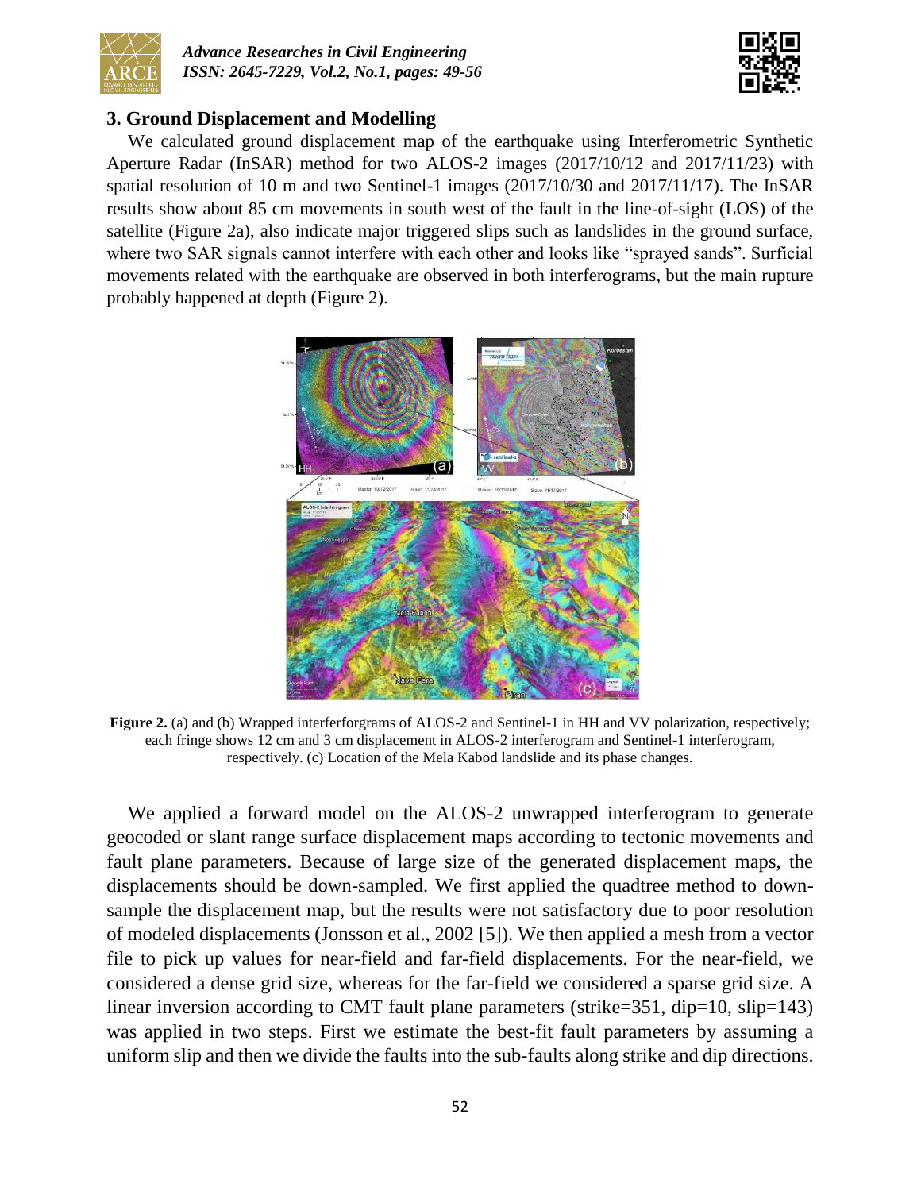## 3. Ground Displacement and Modelling

We calculated ground displacement map of the earthquake using Interferometric Synthetic Aperture Radar (InSAR) method for two ALOS-2 images (2017/10/12 and 2017/11/23) with spatial resolution of 10 m and two Sentinel-1 images (2017/10/30 and 2017/11/17). The InSAR results show about 85 cm movements in south west of the fault in the line-of-sight (LOS) of the satellite (Figure 2a), also indicate major triggered slips such as landslides in the ground surface, where two SAR signals cannot interfere with each other and looks like "sprayed sands". Surficial movements related with the earthquake are observed in both interferograms, but the main rupture probably happened at depth (Figure 2).

**Figure 2.** (a) and (b) Wrapped interferforgrams of ALOS-2 and Sentinel-1 in HH and VV polarization, respectively; each fringe shows 12 cm and 3 cm displacement in ALOS-2 interferogram and Sentinel-1 interferogram, respectively. (c) Location of the Mela Kabod landslide and its phase changes.

We applied a forward model on the ALOS-2 unwrapped interferogram to generate geocoded or slant range surface displacement maps according to tectonic movements and fault plane parameters. Because of large size of the generated displacement maps, the displacements should be down-sampled. We first applied the quadtree method to down-sample the displacement map, but the results were not satisfactory due to poor resolution of modeled displacements (Jonsson et al., 2002 [5]). We then applied a mesh from a vector file to pick up values for near-field and far-field displacements. For the near-field, we considered a dense grid size, whereas for the far-field we considered a sparse grid size. A linear inversion according to CMT fault plane parameters (strike=351, dip=10, slip=143) was applied in two steps. First we estimate the best-fit fault parameters by assuming a uniform slip and then we divide the faults into the sub-faults along strike and dip directions.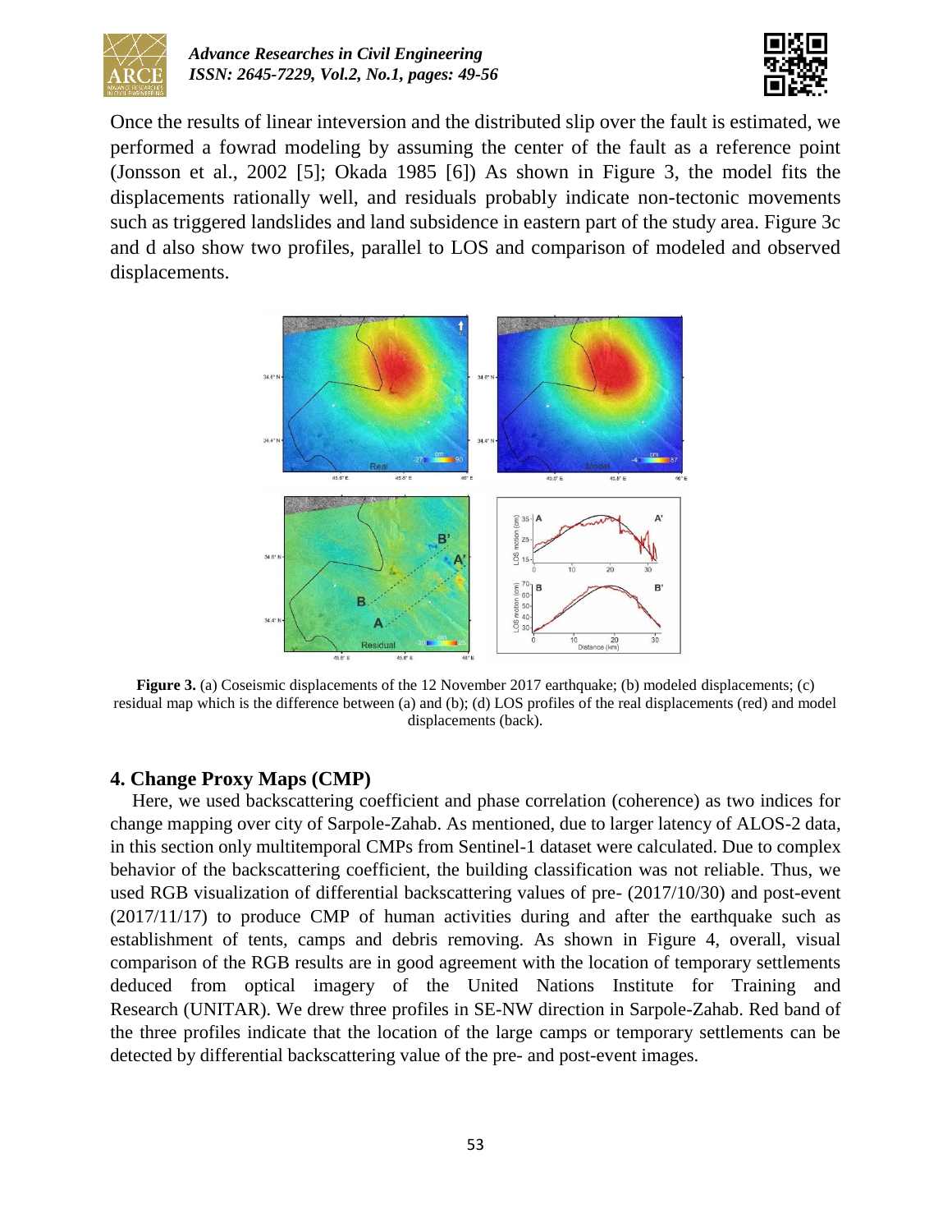Once the results of linear inteversion and the distributed slip over the fault is estimated, we performed a fowrad modeling by assuming the center of the fault as a reference point (Jonsson et al., 2002 [5]; Okada 1985 [6]) As shown in Figure 3, the model fits the displacements rationally well, and residuals probably indicate non-tectonic movements such as triggered landslides and land subsidence in eastern part of the study area. Figure 3c and d also show two profiles, parallel to LOS and comparison of modeled and observed displacements.

**Figure 3.** (a) Coseismic displacements of the 12 November 2017 earthquake; (b) modeled displacements; (c) residual map which is the difference between (a) and (b); (d) LOS profiles of the real displacements (red) and model displacements (back).

## 4. Change Proxy Maps (CMP)

Here, we used backscattering coefficient and phase correlation (coherence) as two indices for change mapping over city of Sarpole-Zahab. As mentioned, due to larger latency of ALOS-2 data, in this section only multitemporal CMPs from Sentinel-1 dataset were calculated. Due to complex behavior of the backscattering coefficient, the building classification was not reliable. Thus, we used RGB visualization of differential backscattering values of pre- (2017/10/30) and post-event (2017/11/17) to produce CMP of human activities during and after the earthquake such as establishment of tents, camps and debris removing. As shown in Figure 4, overall, visual comparison of the RGB results are in good agreement with the location of temporary settlements deduced from optical imagery of the United Nations Institute for Training and Research (UNITAR). We drew three profiles in SE-NW direction in Sarpole-Zahab. Red band of the three profiles indicate that the location of the large camps or temporary settlements can be detected by differential backscattering value of the pre- and post-event images.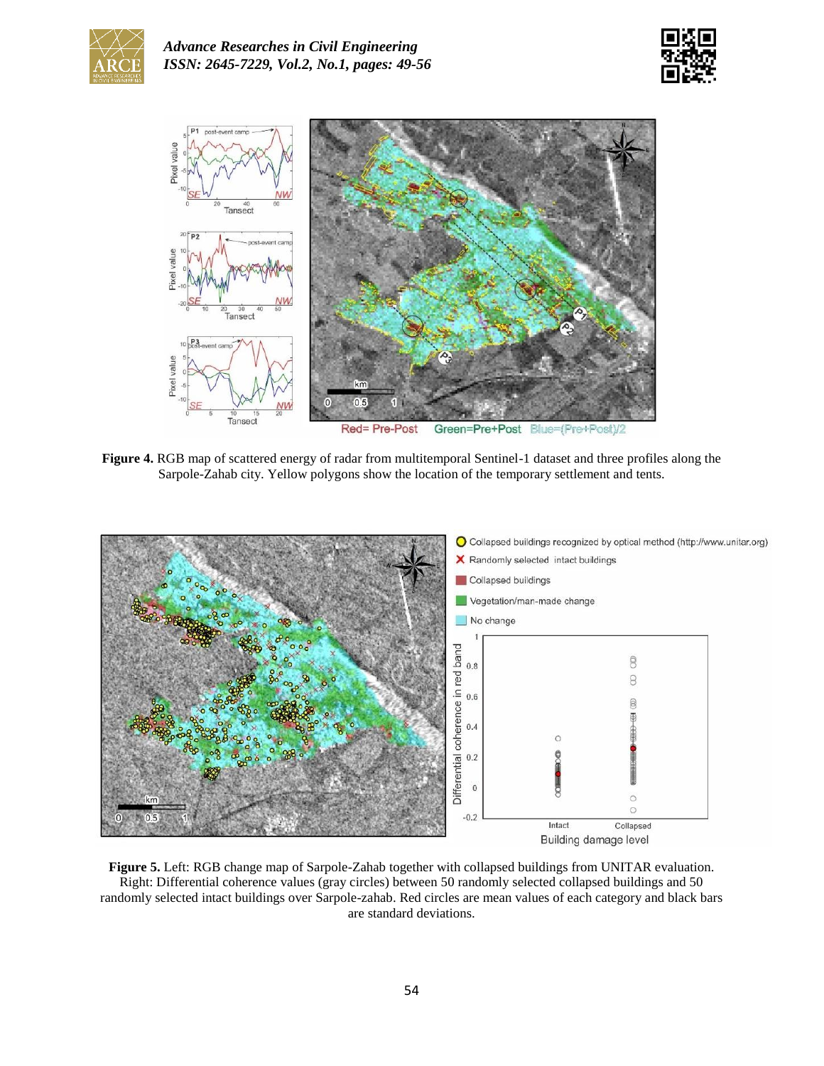**Figure 4.** RGB map of scattered energy of radar from multitemporal Sentinel-1 dataset and three profiles along the Sarpole-Zahab city. Yellow polygons show the location of the temporary settlement and tents.

**Figure 5.** Left: RGB change map of Sarpole-Zahab together with collapsed buildings from UNITAR evaluation. Right: Differential coherence values (gray circles) between 50 randomly selected collapsed buildings and 50 randomly selected intact buildings over Sarpole-zahab. Red circles are mean values of each category and black bars are standard deviations.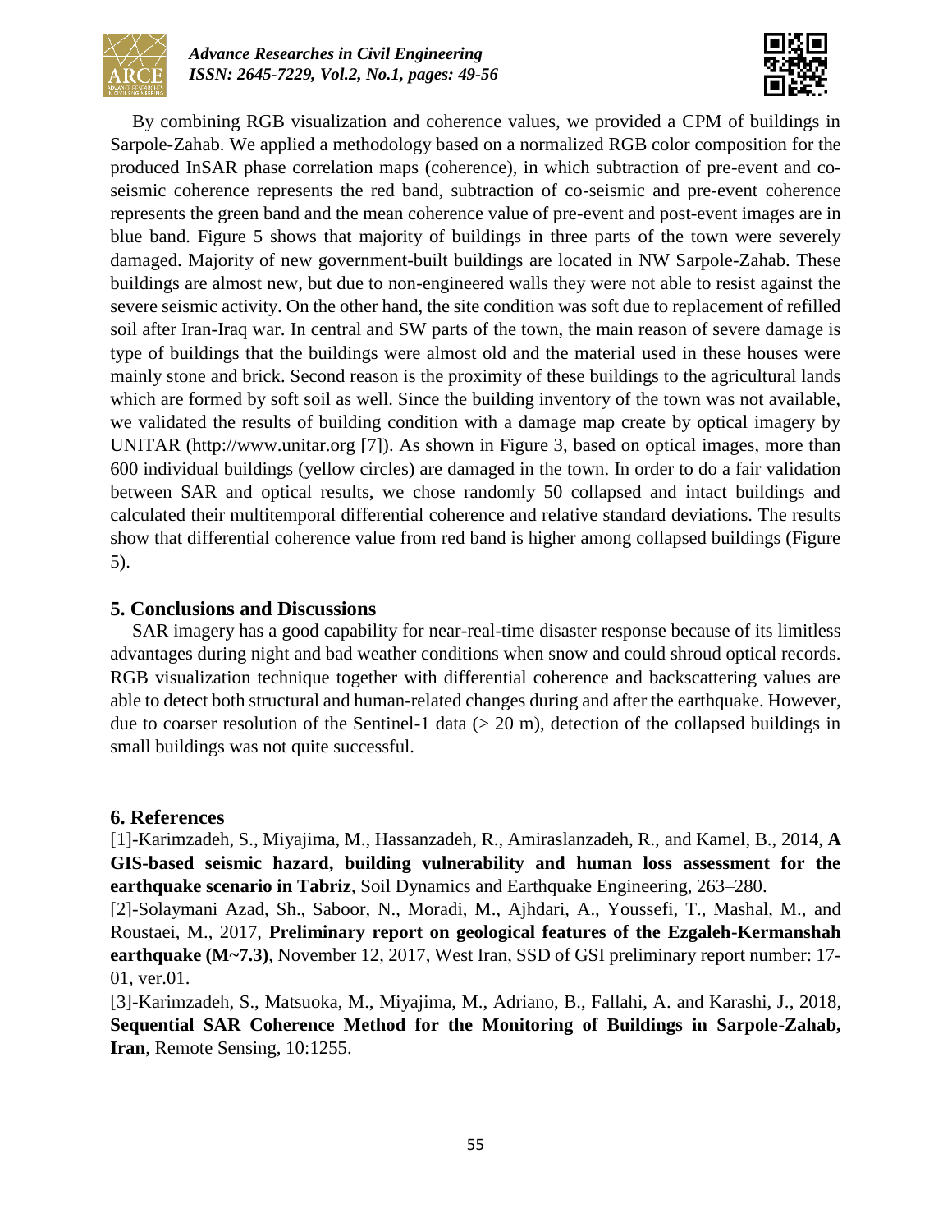By combining RGB visualization and coherence values, we provided a CPM of buildings in Sarpole-Zahab. We applied a methodology based on a normalized RGB color composition for the produced InSAR phase correlation maps (coherence), in which subtraction of pre-event and co-seismic coherence represents the red band, subtraction of co-seismic and pre-event coherence represents the green band and the mean coherence value of pre-event and post-event images are in blue band. Figure 5 shows that majority of buildings in three parts of the town were severely damaged. Majority of new government-built buildings are located in NW Sarpole-Zahab. These buildings are almost new, but due to non-engineered walls they were not able to resist against the severe seismic activity. On the other hand, the site condition was soft due to replacement of refilled soil after Iran-Iraq war. In central and SW parts of the town, the main reason of severe damage is type of buildings that the buildings were almost old and the material used in these houses were mainly stone and brick. Second reason is the proximity of these buildings to the agricultural lands which are formed by soft soil as well. Since the building inventory of the town was not available, we validated the results of building condition with a damage map create by optical imagery by UNITAR (http://www.unitar.org [7]). As shown in Figure 3, based on optical images, more than 600 individual buildings (yellow circles) are damaged in the town. In order to do a fair validation between SAR and optical results, we chose randomly 50 collapsed and intact buildings and calculated their multitemporal differential coherence and relative standard deviations. The results show that differential coherence value from red band is higher among collapsed buildings (Figure 5).

## 5. Conclusions and Discussions

SAR imagery has a good capability for near-real-time disaster response because of its limitless advantages during night and bad weather conditions when snow and could shroud optical records. RGB visualization technique together with differential coherence and backscattering values are able to detect both structural and human-related changes during and after the earthquake. However, due to coarser resolution of the Sentinel-1 data (> 20 m), detection of the collapsed buildings in small buildings was not quite successful.

## 6. References

[1]-Karimzadeh, S., Miyajima, M., Hassanzadeh, R., Amiraslanzadeh, R., and Kamel, B., 2014, **A GIS-based seismic hazard, building vulnerability and human loss assessment for the earthquake scenario in Tabriz**, Soil Dynamics and Earthquake Engineering, 263–280.

[2]-Solaymani Azad, Sh., Saboor, N., Moradi, M., Ajhdari, A., Youssefi, T., Mashal, M., and Roustaei, M., 2017, **Preliminary report on geological features of the Ezgaleh-Kermanshah earthquake (M~7.3)**, November 12, 2017, West Iran, SSD of GSI preliminary report number: 17-01, ver.01.

[3]-Karimzadeh, S., Matsuoka, M., Miyajima, M., Adriano, B., Fallahi, A. and Karashi, J., 2018, **Sequential SAR Coherence Method for the Monitoring of Buildings in Sarpole-Zahab, Iran**, Remote Sensing, 10:1255.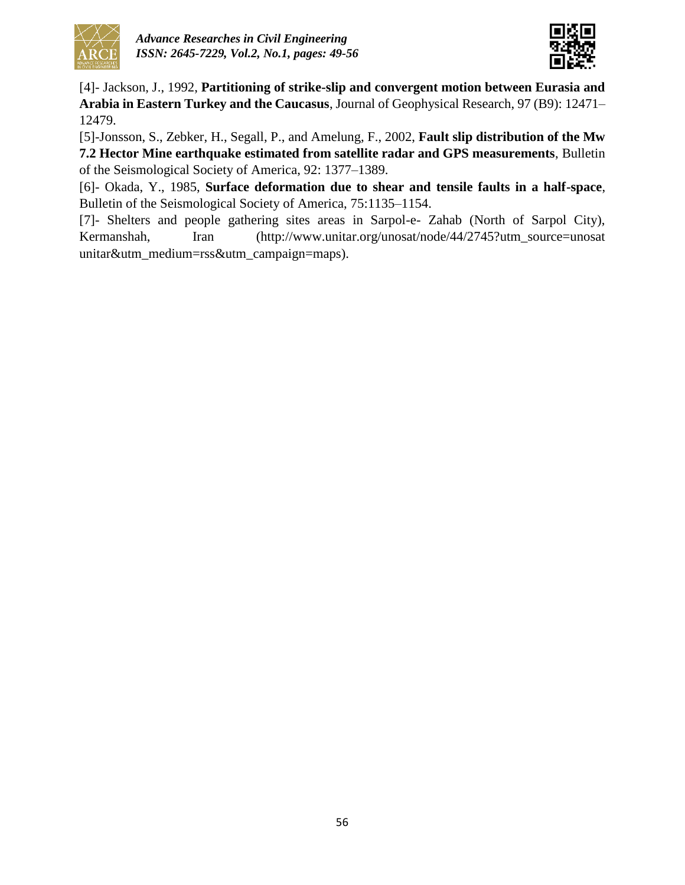[4]- Jackson, J., 1992, **Partitioning of strike-slip and convergent motion between Eurasia and Arabia in Eastern Turkey and the Caucasus**, Journal of Geophysical Research, 97 (B9): 12471–12479.

[5]-Jonsson, S., Zebker, H., Segall, P., and Amelung, F., 2002, **Fault slip distribution of the Mw 7.2 Hector Mine earthquake estimated from satellite radar and GPS measurements**, Bulletin of the Seismological Society of America, 92: 1377–1389.

[6]- Okada, Y., 1985, **Surface deformation due to shear and tensile faults in a half-space**, Bulletin of the Seismological Society of America, 75:1135–1154.

[7]- Shelters and people gathering sites areas in Sarpol-e- Zahab (North of Sarpol City), Kermanshah, Iran (http://www.unitar.org/unosat/node/44/2745?utm_source=unosat unitar&utm_medium=rss&utm_campaign=maps).